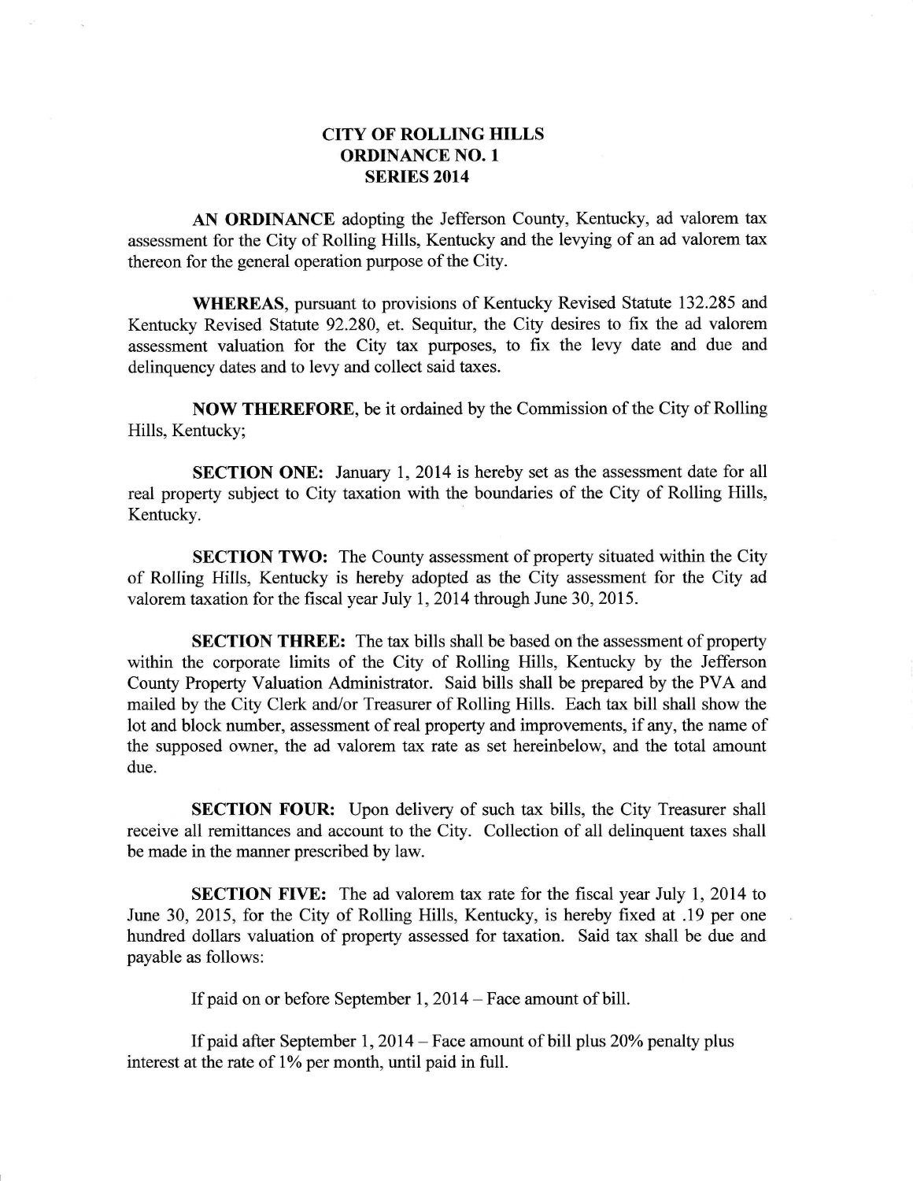# CITY OF ROLLING HILLS
## ORDINANCE NO. 1
## SERIES 2014

**AN ORDINANCE** adopting the Jefferson County, Kentucky, ad valorem tax assessment for the City of Rolling Hills, Kentucky and the levying of an ad valorem tax thereon for the general operation purpose of the City.

**WHEREAS,** pursuant to provisions of Kentucky Revised Statute 132.285 and Kentucky Revised Statute 92.280, et. Sequitur, the City desires to fix the ad valorem assessment valuation for the City tax purposes, to fix the levy date and due and delinquency dates and to levy and collect said taxes.

**NOW THEREFORE,** be it ordained by the Commission of the City of Rolling Hills, Kentucky;

**SECTION ONE:** January 1, 2014 is hereby set as the assessment date for all real property subject to City taxation with the boundaries of the City of Rolling Hills, Kentucky.

**SECTION TWO:** The County assessment of property situated within the City of Rolling Hills, Kentucky is hereby adopted as the City assessment for the City ad valorem taxation for the fiscal year July 1, 2014 through June 30, 2015.

**SECTION THREE:** The tax bills shall be based on the assessment of property within the corporate limits of the City of Rolling Hills, Kentucky by the Jefferson County Property Valuation Administrator. Said bills shall be prepared by the PVA and mailed by the City Clerk and/or Treasurer of Rolling Hills. Each tax bill shall show the lot and block number, assessment of real property and improvements, if any, the name of the supposed owner, the ad valorem tax rate as set hereinbelow, and the total amount due.

**SECTION FOUR:** Upon delivery of such tax bills, the City Treasurer shall receive all remittances and account to the City. Collection of all delinquent taxes shall be made in the manner prescribed by law.

**SECTION FIVE:** The ad valorem tax rate for the fiscal year July 1, 2014 to June 30, 2015, for the City of Rolling Hills, Kentucky, is hereby fixed at .19 per one hundred dollars valuation of property assessed for taxation. Said tax shall be due and payable as follows:

If paid on or before September 1, 2014 – Face amount of bill.

If paid after September 1, 2014 – Face amount of bill plus 20% penalty plus interest at the rate of 1% per month, until paid in full.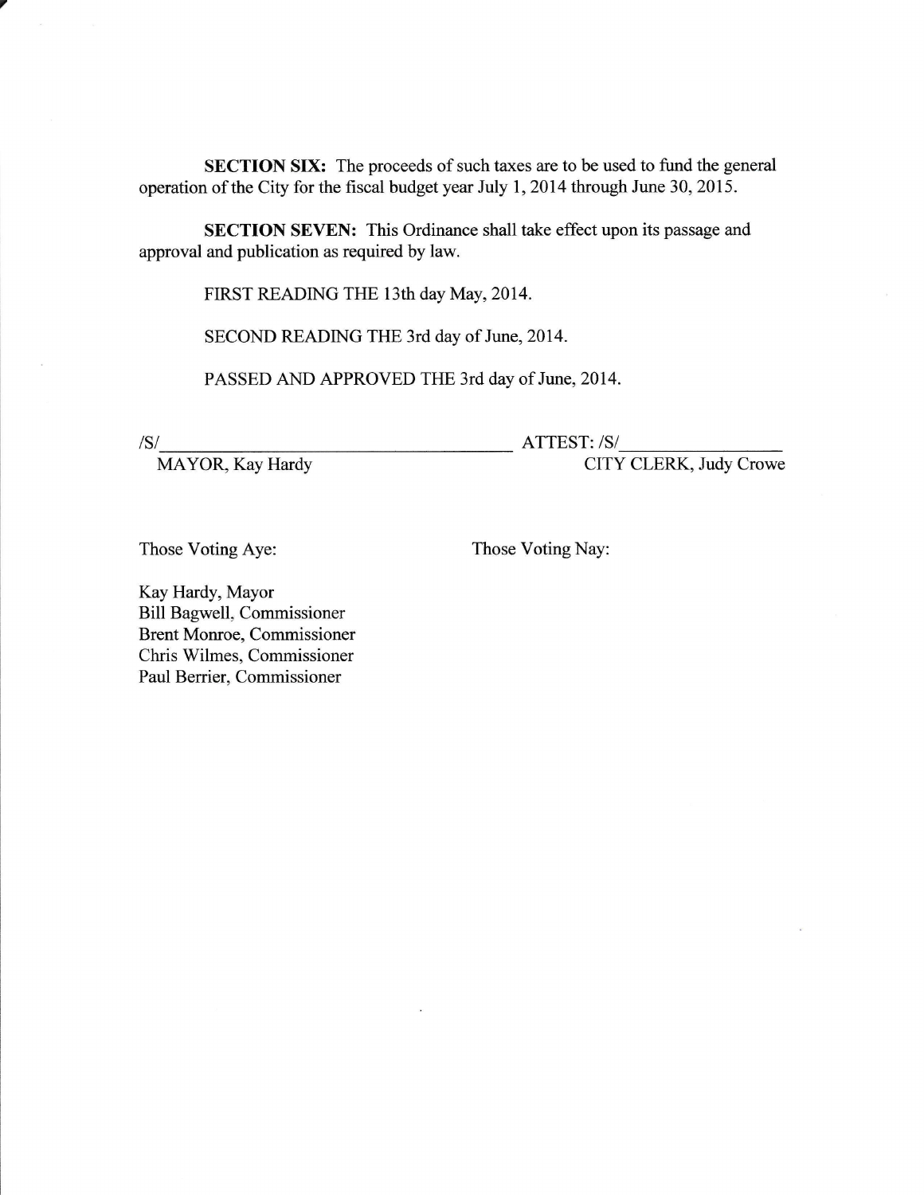**SECTION SIX:** The proceeds of such taxes are to be used to fund the general operation of the City for the fiscal budget year July 1, 2014 through June 30, 2015.

**SECTION SEVEN:** This Ordinance shall take effect upon its passage and approval and publication as required by law.

FIRST READING THE 13th day May, 2014.

SECOND READING THE 3rd day of June, 2014.

PASSED AND APPROVED THE 3rd day of June, 2014.

/S/\_\_\_\_\_\_\_\_\_\_\_\_\_\_\_\_\_\_\_\_\_\_\_\_\_\_\_\_\_\_\_\_
MAYOR, Kay Hardy

ATTEST: /S/\_\_\_\_\_\_\_\_\_\_\_\_\_\_\_\_
CITY CLERK, Judy Crowe

Those Voting Aye:

Kay Hardy, Mayor
Bill Bagwell, Commissioner
Brent Monroe, Commissioner
Chris Wilmes, Commissioner
Paul Berrier, Commissioner

Those Voting Nay: